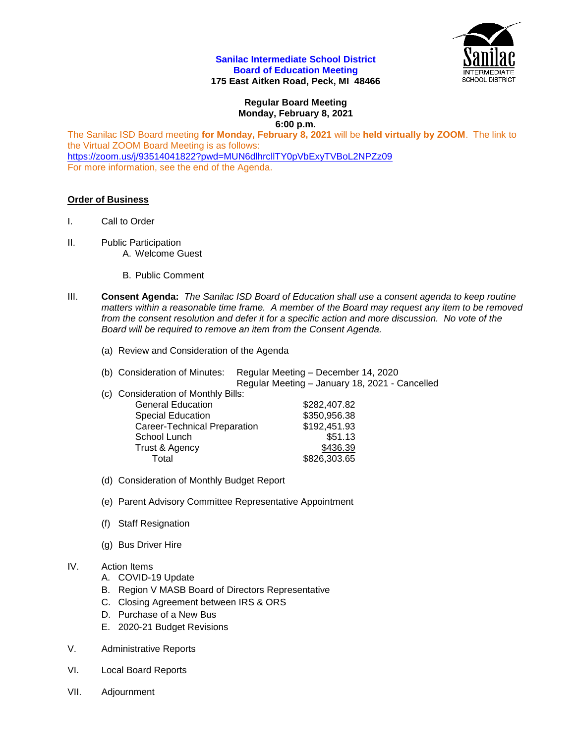**Sanilac Intermediate School District**
**Board of Education Meeting**
**175 East Aitken Road, Peck, MI 48466**

**Regular Board Meeting**
**Monday, February 8, 2021**
**6:00 p.m.**

The Sanilac ISD Board meeting **for Monday, February 8, 2021** will be **held virtually by ZOOM**. The link to the Virtual ZOOM Board Meeting is as follows:
https://zoom.us/j/93514041822?pwd=MUN6dlhrcllTY0pVbExyTVBoL2NPZz09
For more information, see the end of the Agenda.

**Order of Business**

I. Call to Order

II. Public Participation
   A. Welcome Guest
   B. Public Comment

III. **Consent Agenda:** *The Sanilac ISD Board of Education shall use a consent agenda to keep routine matters within a reasonable time frame. A member of the Board may request any item to be removed from the consent resolution and defer it for a specific action and more discussion. No vote of the Board will be required to remove an item from the Consent Agenda.*

   (a) Review and Consideration of the Agenda

   (b) Consideration of Minutes: Regular Meeting – December 14, 2020
   Regular Meeting – January 18, 2021 - Cancelled

   (c) Consideration of Monthly Bills:

| | |
|---|---|
| General Education | $282,407.82 |
| Special Education | $350,956.38 |
| Career-Technical Preparation | $192,451.93 |
| School Lunch | $51.13 |
| Trust & Agency | $436.39 |
| Total | $826,303.65 |

   (d) Consideration of Monthly Budget Report

   (e) Parent Advisory Committee Representative Appointment

   (f) Staff Resignation

   (g) Bus Driver Hire

IV. Action Items
   A. COVID-19 Update
   B. Region V MASB Board of Directors Representative
   C. Closing Agreement between IRS & ORS
   D. Purchase of a New Bus
   E. 2020-21 Budget Revisions

V. Administrative Reports

VI. Local Board Reports

VII. Adjournment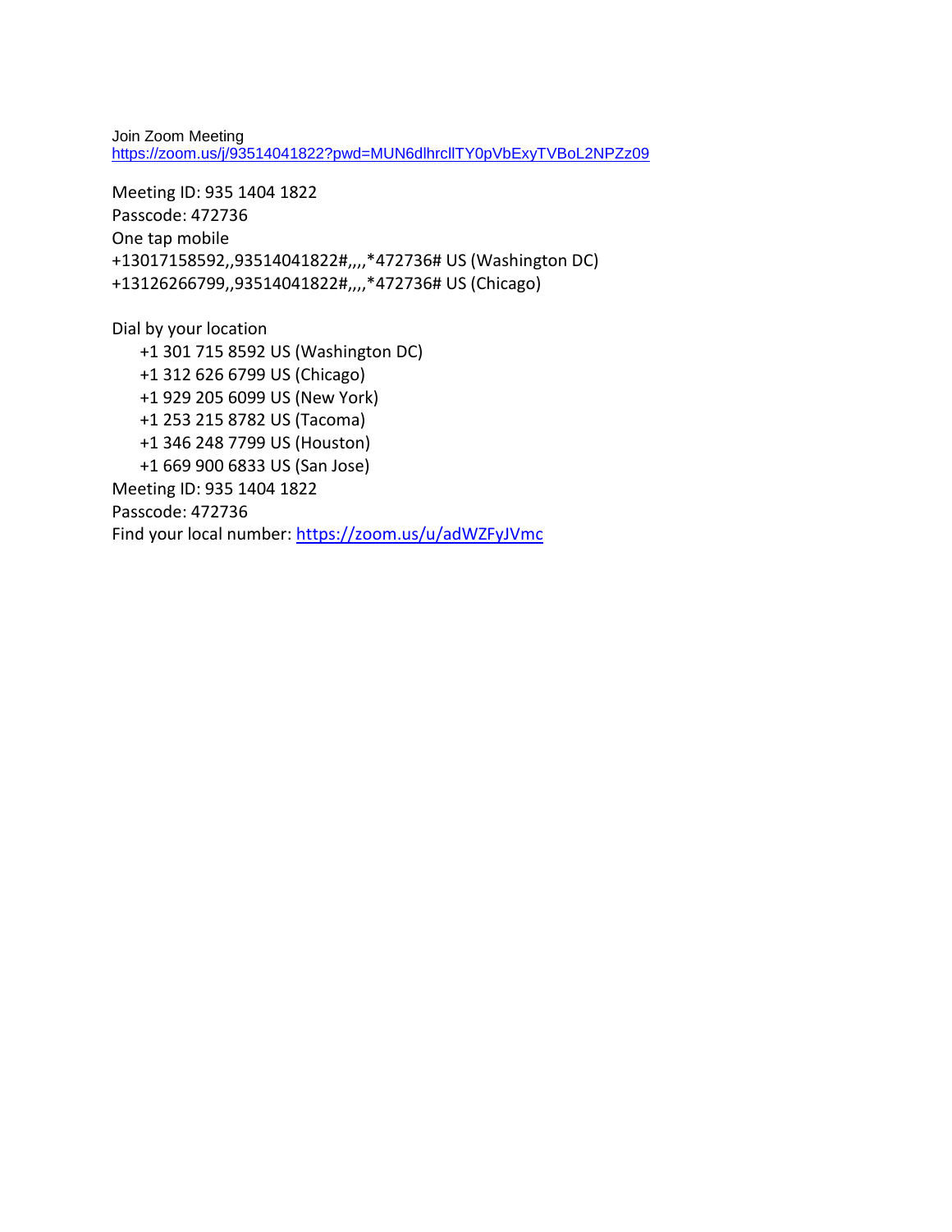Join Zoom Meeting
https://zoom.us/j/93514041822?pwd=MUN6dlhrcllTY0pVbExyTVBoL2NPZz09

Meeting ID: 935 1404 1822
Passcode: 472736
One tap mobile
+13017158592,,93514041822#,,,,*472736# US (Washington DC)
+13126266799,,93514041822#,,,,*472736# US (Chicago)

Dial by your location
 +1 301 715 8592 US (Washington DC)
 +1 312 626 6799 US (Chicago)
 +1 929 205 6099 US (New York)
 +1 253 215 8782 US (Tacoma)
 +1 346 248 7799 US (Houston)
 +1 669 900 6833 US (San Jose)
Meeting ID: 935 1404 1822
Passcode: 472736
Find your local number: https://zoom.us/u/adWZFyJVmc